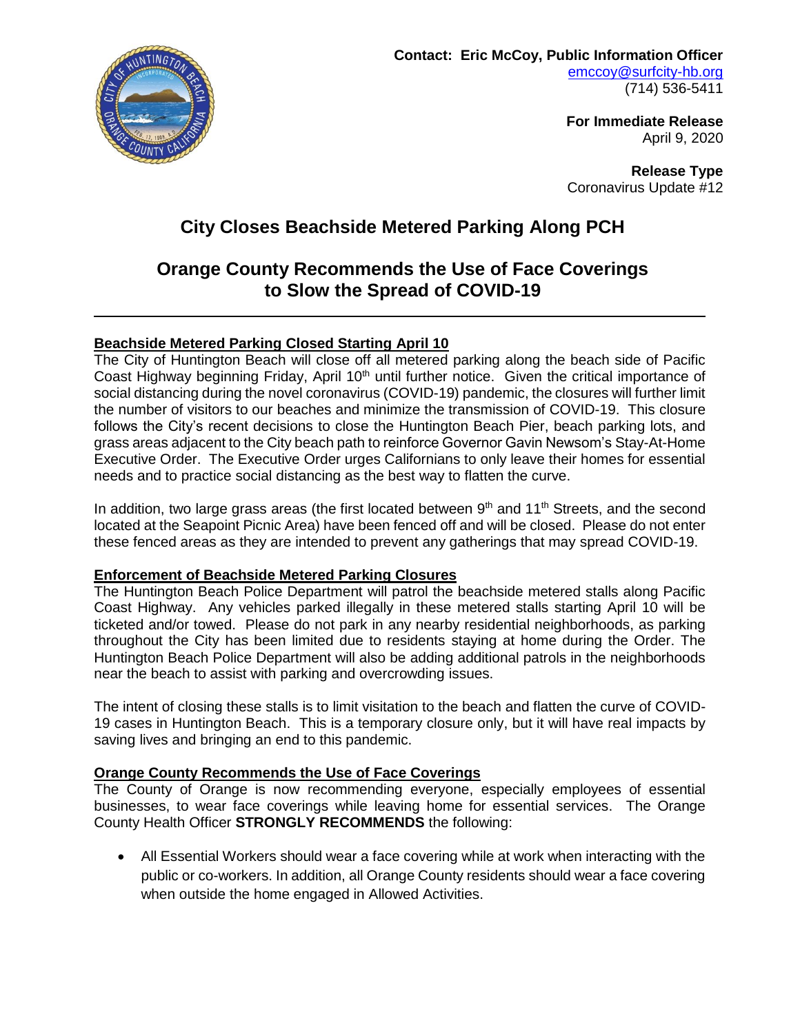**Contact: Eric McCoy, Public Information Officer**
emccoy@surfcity-hb.org
(714) 536-5411

**For Immediate Release**
April 9, 2020

**Release Type**
Coronavirus Update #12

# City Closes Beachside Metered Parking Along PCH

# Orange County Recommends the Use of Face Coverings to Slow the Spread of COVID-19

---

## Beachside Metered Parking Closed Starting April 10

The City of Huntington Beach will close off all metered parking along the beach side of Pacific Coast Highway beginning Friday, April 10th until further notice. Given the critical importance of social distancing during the novel coronavirus (COVID-19) pandemic, the closures will further limit the number of visitors to our beaches and minimize the transmission of COVID-19. This closure follows the City's recent decisions to close the Huntington Beach Pier, beach parking lots, and grass areas adjacent to the City beach path to reinforce Governor Gavin Newsom's Stay-At-Home Executive Order. The Executive Order urges Californians to only leave their homes for essential needs and to practice social distancing as the best way to flatten the curve.

In addition, two large grass areas (the first located between 9th and 11th Streets, and the second located at the Seapoint Picnic Area) have been fenced off and will be closed. Please do not enter these fenced areas as they are intended to prevent any gatherings that may spread COVID-19.

## Enforcement of Beachside Metered Parking Closures

The Huntington Beach Police Department will patrol the beachside metered stalls along Pacific Coast Highway. Any vehicles parked illegally in these metered stalls starting April 10 will be ticketed and/or towed. Please do not park in any nearby residential neighborhoods, as parking throughout the City has been limited due to residents staying at home during the Order. The Huntington Beach Police Department will also be adding additional patrols in the neighborhoods near the beach to assist with parking and overcrowding issues.

The intent of closing these stalls is to limit visitation to the beach and flatten the curve of COVID-19 cases in Huntington Beach. This is a temporary closure only, but it will have real impacts by saving lives and bringing an end to this pandemic.

## Orange County Recommends the Use of Face Coverings

The County of Orange is now recommending everyone, especially employees of essential businesses, to wear face coverings while leaving home for essential services. The Orange County Health Officer **STRONGLY RECOMMENDS** the following:

- All Essential Workers should wear a face covering while at work when interacting with the public or co-workers. In addition, all Orange County residents should wear a face covering when outside the home engaged in Allowed Activities.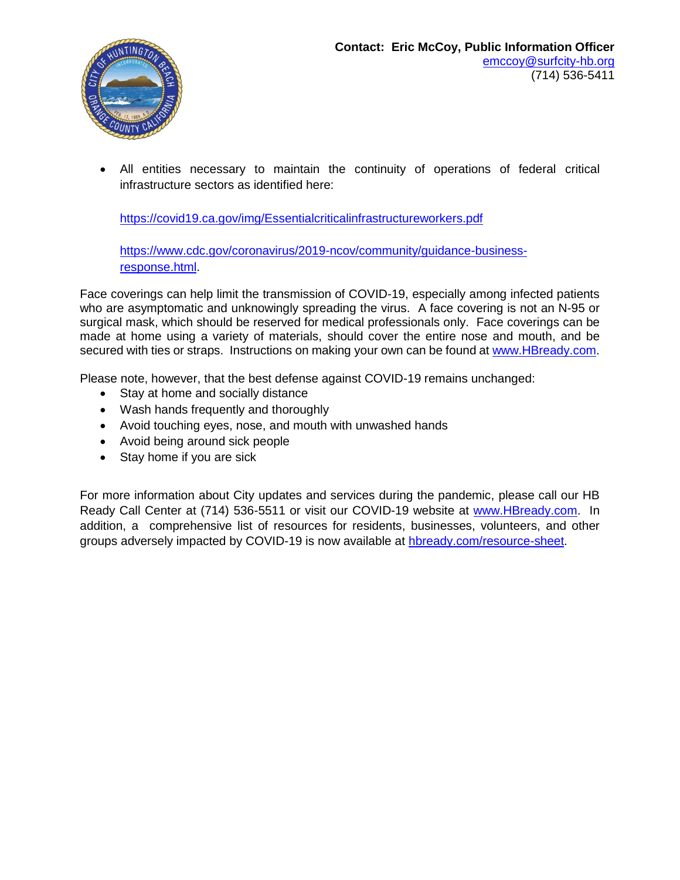**Contact: Eric McCoy, Public Information Officer**
emccoy@surfcity-hb.org
(714) 536-5411

- All entities necessary to maintain the continuity of operations of federal critical infrastructure sectors as identified here:

  https://covid19.ca.gov/img/Essentialcriticalinfrastructureworkers.pdf

  https://www.cdc.gov/coronavirus/2019-ncov/community/guidance-business-response.html.

Face coverings can help limit the transmission of COVID-19, especially among infected patients who are asymptomatic and unknowingly spreading the virus. A face covering is not an N-95 or surgical mask, which should be reserved for medical professionals only. Face coverings can be made at home using a variety of materials, should cover the entire nose and mouth, and be secured with ties or straps. Instructions on making your own can be found at www.HBready.com.

Please note, however, that the best defense against COVID-19 remains unchanged:

- Stay at home and socially distance
- Wash hands frequently and thoroughly
- Avoid touching eyes, nose, and mouth with unwashed hands
- Avoid being around sick people
- Stay home if you are sick

For more information about City updates and services during the pandemic, please call our HB Ready Call Center at (714) 536-5511 or visit our COVID-19 website at www.HBready.com. In addition, a comprehensive list of resources for residents, businesses, volunteers, and other groups adversely impacted by COVID-19 is now available at hbready.com/resource-sheet.